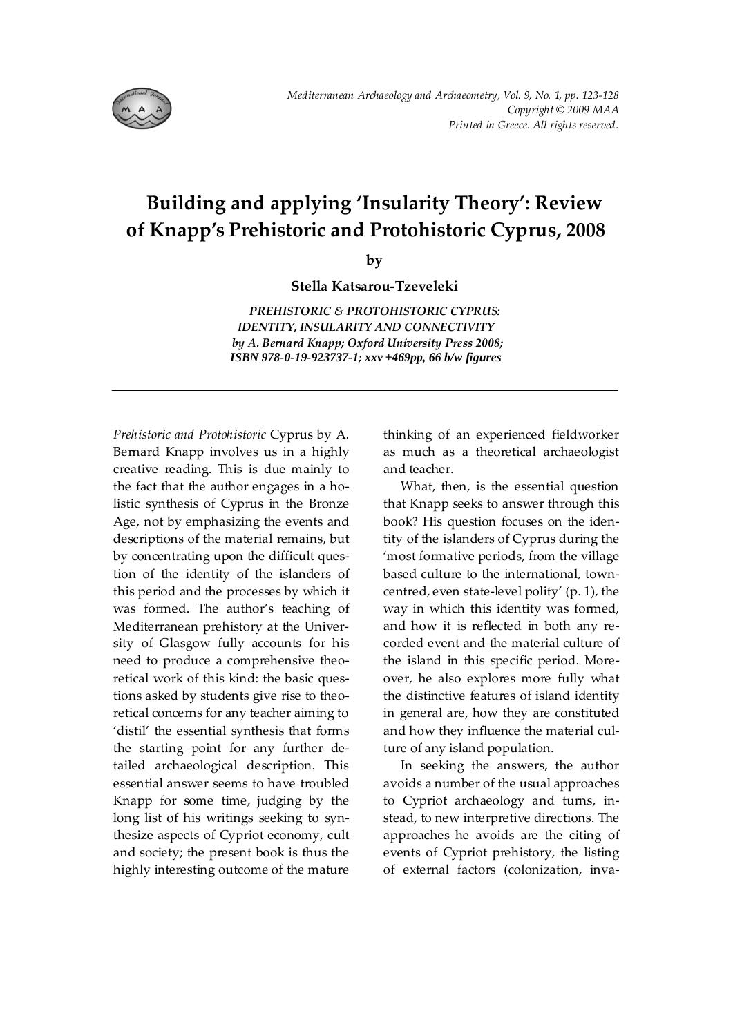# Building and applying 'Insularity Theory': Review of Knapp's Prehistoric and Protohistoric Cyprus, 2008

by

**Stella Katsarou-Tzeveleki**

***PREHISTORIC & PROTOHISTORIC CYPRUS: IDENTITY, INSULARITY AND CONNECTIVITY by A. Bernard Knapp; Oxford University Press 2008; ISBN 978-0-19-923737-1; xxv +469pp, 66 b/w figures***

---

*Prehistoric and Protohistoric* Cyprus by A. Bernard Knapp involves us in a highly creative reading. This is due mainly to the fact that the author engages in a holistic synthesis of Cyprus in the Bronze Age, not by emphasizing the events and descriptions of the material remains, but by concentrating upon the difficult question of the identity of the islanders of this period and the processes by which it was formed. The author's teaching of Mediterranean prehistory at the University of Glasgow fully accounts for his need to produce a comprehensive theoretical work of this kind: the basic questions asked by students give rise to theoretical concerns for any teacher aiming to 'distil' the essential synthesis that forms the starting point for any further detailed archaeological description. This essential answer seems to have troubled Knapp for some time, judging by the long list of his writings seeking to synthesize aspects of Cypriot economy, cult and society; the present book is thus the highly interesting outcome of the mature thinking of an experienced fieldworker as much as a theoretical archaeologist and teacher.

What, then, is the essential question that Knapp seeks to answer through this book? His question focuses on the identity of the islanders of Cyprus during the 'most formative periods, from the village based culture to the international, town-centred, even state-level polity' (p. 1), the way in which this identity was formed, and how it is reflected in both any recorded event and the material culture of the island in this specific period. Moreover, he also explores more fully what the distinctive features of island identity in general are, how they are constituted and how they influence the material culture of any island population.

In seeking the answers, the author avoids a number of the usual approaches to Cypriot archaeology and turns, instead, to new interpretive directions. The approaches he avoids are the citing of events of Cypriot prehistory, the listing of external factors (colonization, inva-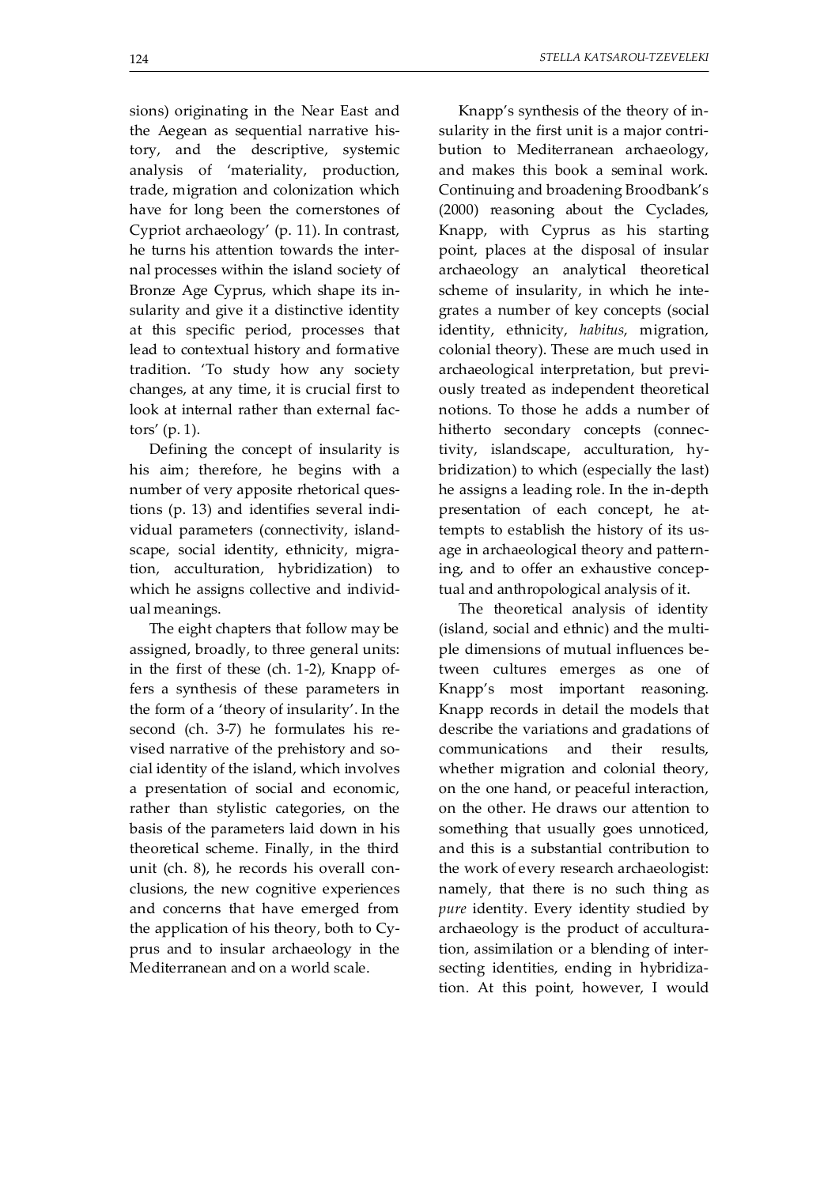sions) originating in the Near East and the Aegean as sequential narrative history, and the descriptive, systemic analysis of 'materiality, production, trade, migration and colonization which have for long been the cornerstones of Cypriot archaeology' (p. 11). In contrast, he turns his attention towards the internal processes within the island society of Bronze Age Cyprus, which shape its insularity and give it a distinctive identity at this specific period, processes that lead to contextual history and formative tradition. 'To study how any society changes, at any time, it is crucial first to look at internal rather than external factors' (p. 1).

Defining the concept of insularity is his aim; therefore, he begins with a number of very apposite rhetorical questions (p. 13) and identifies several individual parameters (connectivity, islandscape, social identity, ethnicity, migration, acculturation, hybridization) to which he assigns collective and individual meanings.

The eight chapters that follow may be assigned, broadly, to three general units: in the first of these (ch. 1-2), Knapp offers a synthesis of these parameters in the form of a 'theory of insularity'. In the second (ch. 3-7) he formulates his revised narrative of the prehistory and social identity of the island, which involves a presentation of social and economic, rather than stylistic categories, on the basis of the parameters laid down in his theoretical scheme. Finally, in the third unit (ch. 8), he records his overall conclusions, the new cognitive experiences and concerns that have emerged from the application of his theory, both to Cyprus and to insular archaeology in the Mediterranean and on a world scale.

Knapp's synthesis of the theory of insularity in the first unit is a major contribution to Mediterranean archaeology, and makes this book a seminal work. Continuing and broadening Broodbank's (2000) reasoning about the Cyclades, Knapp, with Cyprus as his starting point, places at the disposal of insular archaeology an analytical theoretical scheme of insularity, in which he integrates a number of key concepts (social identity, ethnicity, *habitus*, migration, colonial theory). These are much used in archaeological interpretation, but previously treated as independent theoretical notions. To those he adds a number of hitherto secondary concepts (connectivity, islandscape, acculturation, hybridization) to which (especially the last) he assigns a leading role. In the in-depth presentation of each concept, he attempts to establish the history of its usage in archaeological theory and patterning, and to offer an exhaustive conceptual and anthropological analysis of it.

The theoretical analysis of identity (island, social and ethnic) and the multiple dimensions of mutual influences between cultures emerges as one of Knapp's most important reasoning. Knapp records in detail the models that describe the variations and gradations of communications and their results, whether migration and colonial theory, on the one hand, or peaceful interaction, on the other. He draws our attention to something that usually goes unnoticed, and this is a substantial contribution to the work of every research archaeologist: namely, that there is no such thing as *pure* identity. Every identity studied by archaeology is the product of acculturation, assimilation or a blending of intersecting identities, ending in hybridization. At this point, however, I would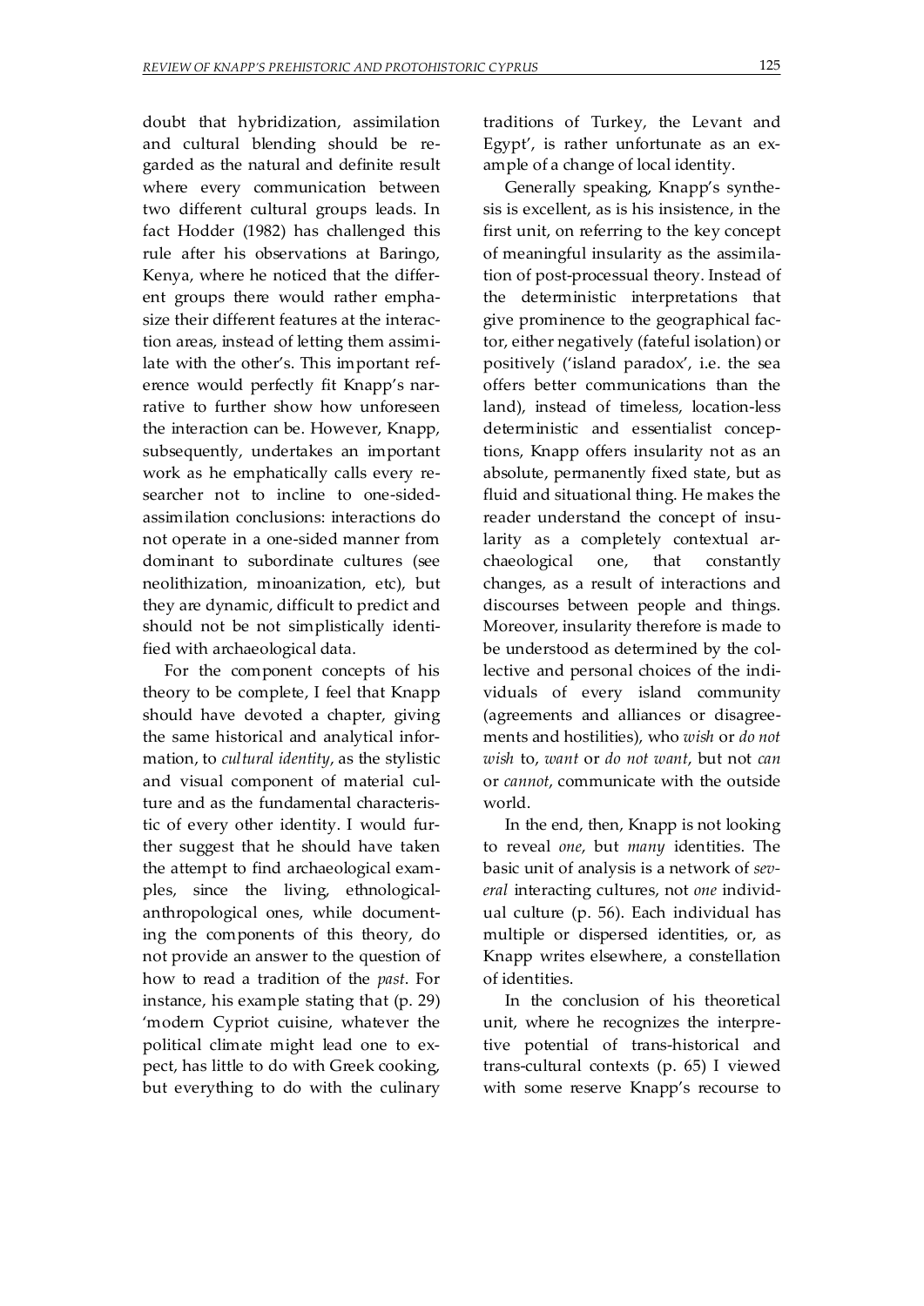doubt that hybridization, assimilation and cultural blending should be regarded as the natural and definite result where every communication between two different cultural groups leads. In fact Hodder (1982) has challenged this rule after his observations at Baringo, Kenya, where he noticed that the different groups there would rather emphasize their different features at the interaction areas, instead of letting them assimilate with the other's. This important reference would perfectly fit Knapp's narrative to further show how unforeseen the interaction can be. However, Knapp, subsequently, undertakes an important work as he emphatically calls every researcher not to incline to one-sided-assimilation conclusions: interactions do not operate in a one-sided manner from dominant to subordinate cultures (see neolithization, minoanization, etc), but they are dynamic, difficult to predict and should not be not simplistically identified with archaeological data.

For the component concepts of his theory to be complete, I feel that Knapp should have devoted a chapter, giving the same historical and analytical information, to *cultural identity*, as the stylistic and visual component of material culture and as the fundamental characteristic of every other identity. I would further suggest that he should have taken the attempt to find archaeological examples, since the living, ethnological-anthropological ones, while documenting the components of this theory, do not provide an answer to the question of how to read a tradition of the *past*. For instance, his example stating that (p. 29) 'modern Cypriot cuisine, whatever the political climate might lead one to expect, has little to do with Greek cooking, but everything to do with the culinary traditions of Turkey, the Levant and Egypt', is rather unfortunate as an example of a change of local identity.

Generally speaking, Knapp's synthesis is excellent, as is his insistence, in the first unit, on referring to the key concept of meaningful insularity as the assimilation of post-processual theory. Instead of the deterministic interpretations that give prominence to the geographical factor, either negatively (fateful isolation) or positively ('island paradox', i.e. the sea offers better communications than the land), instead of timeless, location-less deterministic and essentialist conceptions, Knapp offers insularity not as an absolute, permanently fixed state, but as fluid and situational thing. He makes the reader understand the concept of insularity as a completely contextual archaeological one, that constantly changes, as a result of interactions and discourses between people and things. Moreover, insularity therefore is made to be understood as determined by the collective and personal choices of the individuals of every island community (agreements and alliances or disagreements and hostilities), who *wish* or *do not wish* to, *want* or *do not want*, but not *can* or *cannot*, communicate with the outside world.

In the end, then, Knapp is not looking to reveal *one*, but *many* identities. The basic unit of analysis is a network of *several* interacting cultures, not *one* individual culture (p. 56). Each individual has multiple or dispersed identities, or, as Knapp writes elsewhere, a constellation of identities.

In the conclusion of his theoretical unit, where he recognizes the interpretive potential of trans-historical and trans-cultural contexts (p. 65) I viewed with some reserve Knapp's recourse to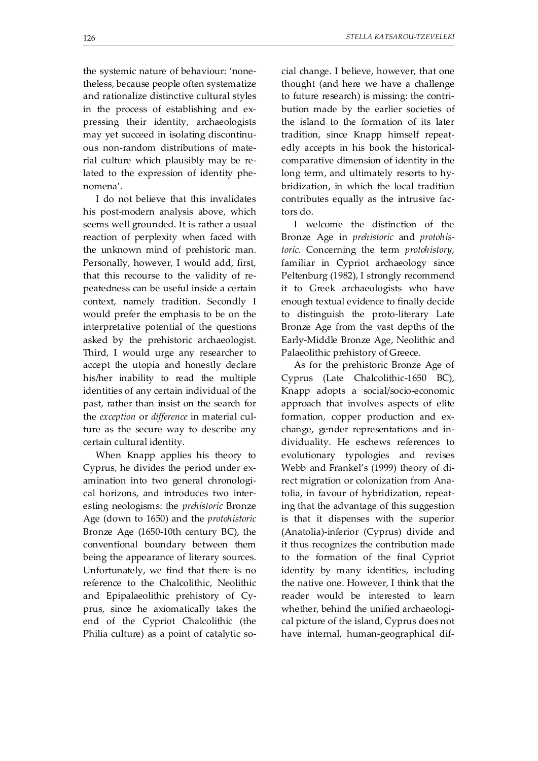the systemic nature of behaviour: 'nonetheless, because people often systematize and rationalize distinctive cultural styles in the process of establishing and expressing their identity, archaeologists may yet succeed in isolating discontinuous non-random distributions of material culture which plausibly may be related to the expression of identity phenomena'.

I do not believe that this invalidates his post-modern analysis above, which seems well grounded. It is rather a usual reaction of perplexity when faced with the unknown mind of prehistoric man. Personally, however, I would add, first, that this recourse to the validity of repeatedness can be useful inside a certain context, namely tradition. Secondly I would prefer the emphasis to be on the interpretative potential of the questions asked by the prehistoric archaeologist. Third, I would urge any researcher to accept the utopia and honestly declare his/her inability to read the multiple identities of any certain individual of the past, rather than insist on the search for the *exception* or *difference* in material culture as the secure way to describe any certain cultural identity.

When Knapp applies his theory to Cyprus, he divides the period under examination into two general chronological horizons, and introduces two interesting neologisms: the *prehistoric* Bronze Age (down to 1650) and the *protohistoric* Bronze Age (1650-10th century BC), the conventional boundary between them being the appearance of literary sources. Unfortunately, we find that there is no reference to the Chalcolithic, Neolithic and Epipalaeolithic prehistory of Cyprus, since he axiomatically takes the end of the Cypriot Chalcolithic (the Philia culture) as a point of catalytic social change. I believe, however, that one thought (and here we have a challenge to future research) is missing: the contribution made by the earlier societies of the island to the formation of its later tradition, since Knapp himself repeatedly accepts in his book the historical-comparative dimension of identity in the long term, and ultimately resorts to hybridization, in which the local tradition contributes equally as the intrusive factors do.

I welcome the distinction of the Bronze Age in *prehistoric* and *protohistoric*. Concerning the term *protohistory*, familiar in Cypriot archaeology since Peltenburg (1982), I strongly recommend it to Greek archaeologists who have enough textual evidence to finally decide to distinguish the proto-literary Late Bronze Age from the vast depths of the Early-Middle Bronze Age, Neolithic and Palaeolithic prehistory of Greece.

As for the prehistoric Bronze Age of Cyprus (Late Chalcolithic-1650 BC), Knapp adopts a social/socio-economic approach that involves aspects of elite formation, copper production and exchange, gender representations and individuality. He eschews references to evolutionary typologies and revises Webb and Frankel's (1999) theory of direct migration or colonization from Anatolia, in favour of hybridization, repeating that the advantage of this suggestion is that it dispenses with the superior (Anatolia)-inferior (Cyprus) divide and it thus recognizes the contribution made to the formation of the final Cypriot identity by many identities, including the native one. However, I think that the reader would be interested to learn whether, behind the unified archaeological picture of the island, Cyprus does not have internal, human-geographical dif-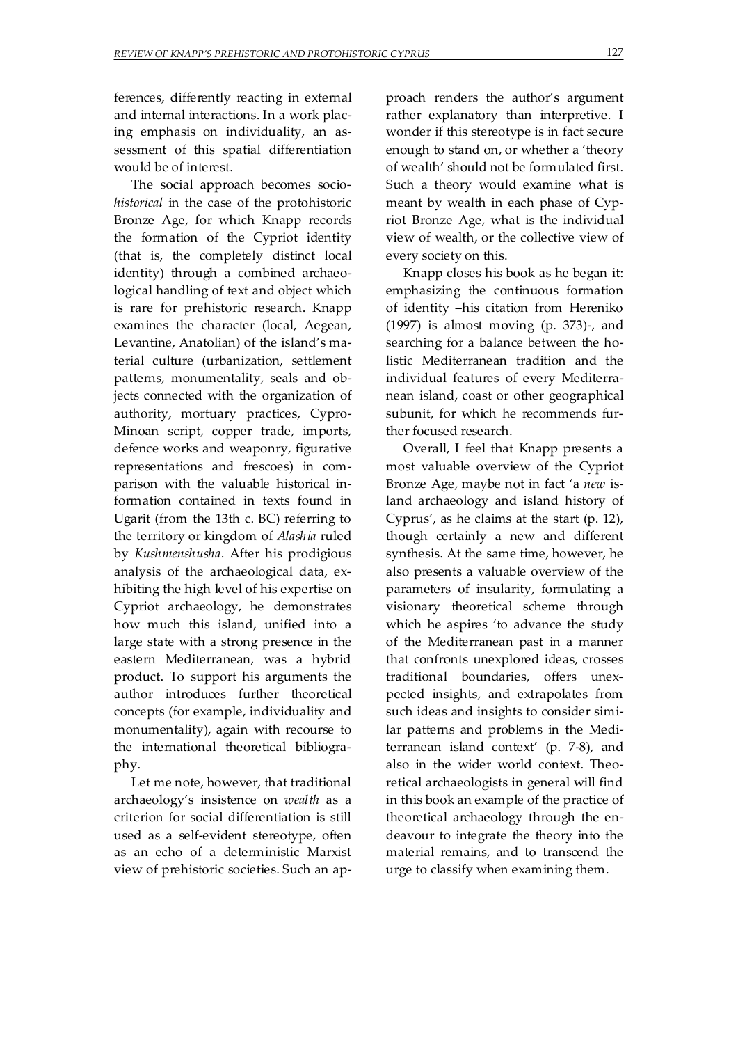ferences, differently reacting in external and internal interactions. In a work placing emphasis on individuality, an assessment of this spatial differentiation would be of interest.

The social approach becomes socio-*historical* in the case of the protohistoric Bronze Age, for which Knapp records the formation of the Cypriot identity (that is, the completely distinct local identity) through a combined archaeological handling of text and object which is rare for prehistoric research. Knapp examines the character (local, Aegean, Levantine, Anatolian) of the island's material culture (urbanization, settlement patterns, monumentality, seals and objects connected with the organization of authority, mortuary practices, Cypro-Minoan script, copper trade, imports, defence works and weaponry, figurative representations and frescoes) in comparison with the valuable historical information contained in texts found in Ugarit (from the 13th c. BC) referring to the territory or kingdom of *Alashia* ruled by *Kushmenshusha*. After his prodigious analysis of the archaeological data, exhibiting the high level of his expertise on Cypriot archaeology, he demonstrates how much this island, unified into a large state with a strong presence in the eastern Mediterranean, was a hybrid product. To support his arguments the author introduces further theoretical concepts (for example, individuality and monumentality), again with recourse to the international theoretical bibliography.

Let me note, however, that traditional archaeology's insistence on *wealth* as a criterion for social differentiation is still used as a self-evident stereotype, often as an echo of a deterministic Marxist view of prehistoric societies. Such an approach renders the author's argument rather explanatory than interpretive. I wonder if this stereotype is in fact secure enough to stand on, or whether a 'theory of wealth' should not be formulated first. Such a theory would examine what is meant by wealth in each phase of Cypriot Bronze Age, what is the individual view of wealth, or the collective view of every society on this.

Knapp closes his book as he began it: emphasizing the continuous formation of identity –his citation from Hereniko (1997) is almost moving (p. 373)-, and searching for a balance between the holistic Mediterranean tradition and the individual features of every Mediterranean island, coast or other geographical subunit, for which he recommends further focused research.

Overall, I feel that Knapp presents a most valuable overview of the Cypriot Bronze Age, maybe not in fact 'a *new* island archaeology and island history of Cyprus', as he claims at the start (p. 12), though certainly a new and different synthesis. At the same time, however, he also presents a valuable overview of the parameters of insularity, formulating a visionary theoretical scheme through which he aspires 'to advance the study of the Mediterranean past in a manner that confronts unexplored ideas, crosses traditional boundaries, offers unexpected insights, and extrapolates from such ideas and insights to consider similar patterns and problems in the Mediterranean island context' (p. 7-8), and also in the wider world context. Theoretical archaeologists in general will find in this book an example of the practice of theoretical archaeology through the endeavour to integrate the theory into the material remains, and to transcend the urge to classify when examining them.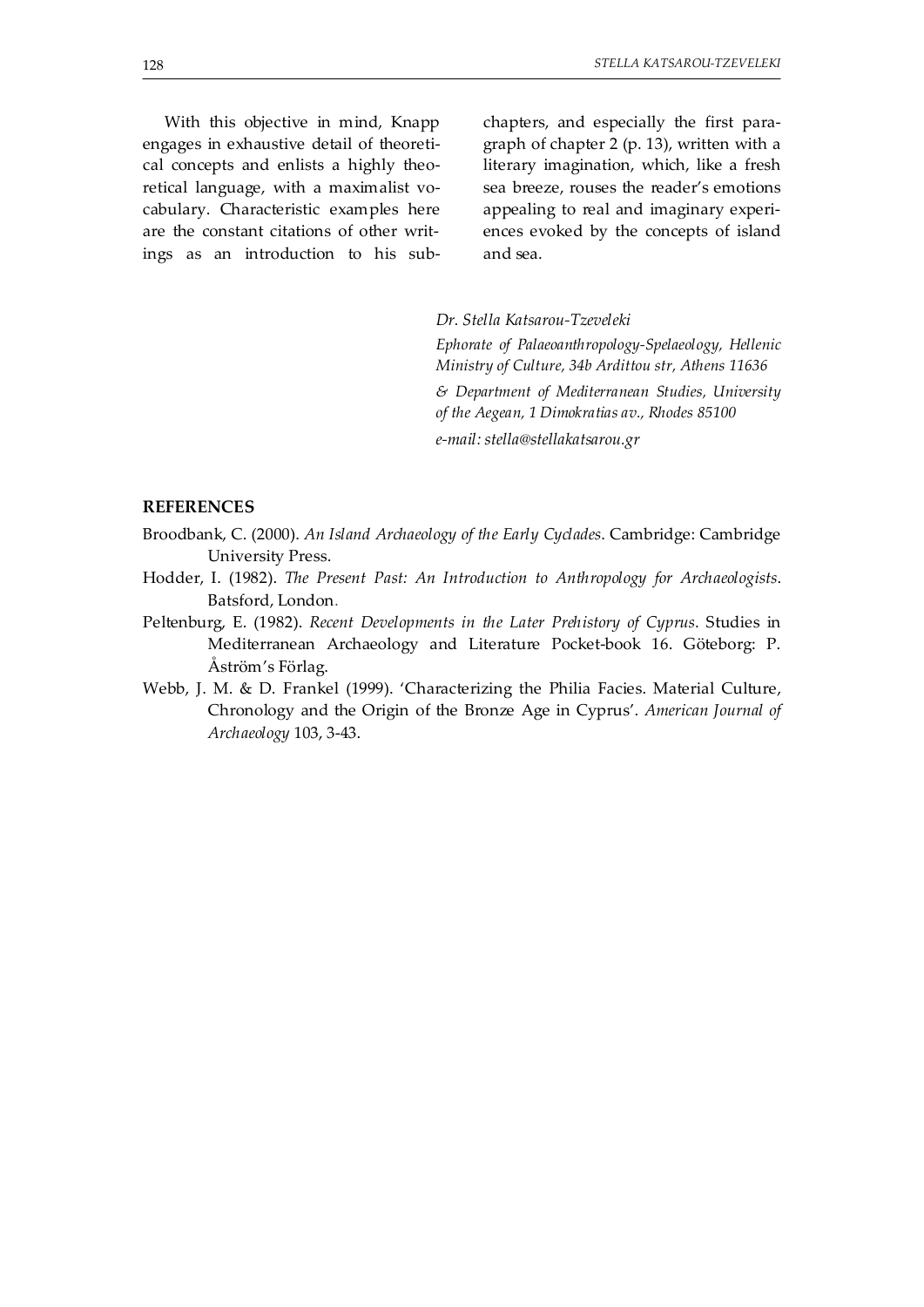With this objective in mind, Knapp engages in exhaustive detail of theoretical concepts and enlists a highly theoretical language, with a maximalist vocabulary. Characteristic examples here are the constant citations of other writings as an introduction to his subchapters, and especially the first paragraph of chapter 2 (p. 13), written with a literary imagination, which, like a fresh sea breeze, rouses the reader's emotions appealing to real and imaginary experiences evoked by the concepts of island and sea.

*Dr. Stella Katsarou-Tzeveleki*

*Ephorate of Palaeoanthropology-Spelaeology, Hellenic Ministry of Culture, 34b Ardittou str, Athens 11636*

*& Department of Mediterranean Studies, University of the Aegean, 1 Dimokratias av., Rhodes 85100*

*e-mail: stella@stellakatsarou.gr*

**REFERENCES**

Broodbank, C. (2000). *An Island Archaeology of the Early Cyclades*. Cambridge: Cambridge University Press.

Hodder, I. (1982). *The Present Past: An Introduction to Anthropology for Archaeologists*. Batsford, London.

Peltenburg, E. (1982). *Recent Developments in the Later Prehistory of Cyprus*. Studies in Mediterranean Archaeology and Literature Pocket-book 16. Göteborg: P. Åström's Förlag.

Webb, J. M. & D. Frankel (1999). 'Characterizing the Philia Facies. Material Culture, Chronology and the Origin of the Bronze Age in Cyprus'. *American Journal of Archaeology* 103, 3-43.